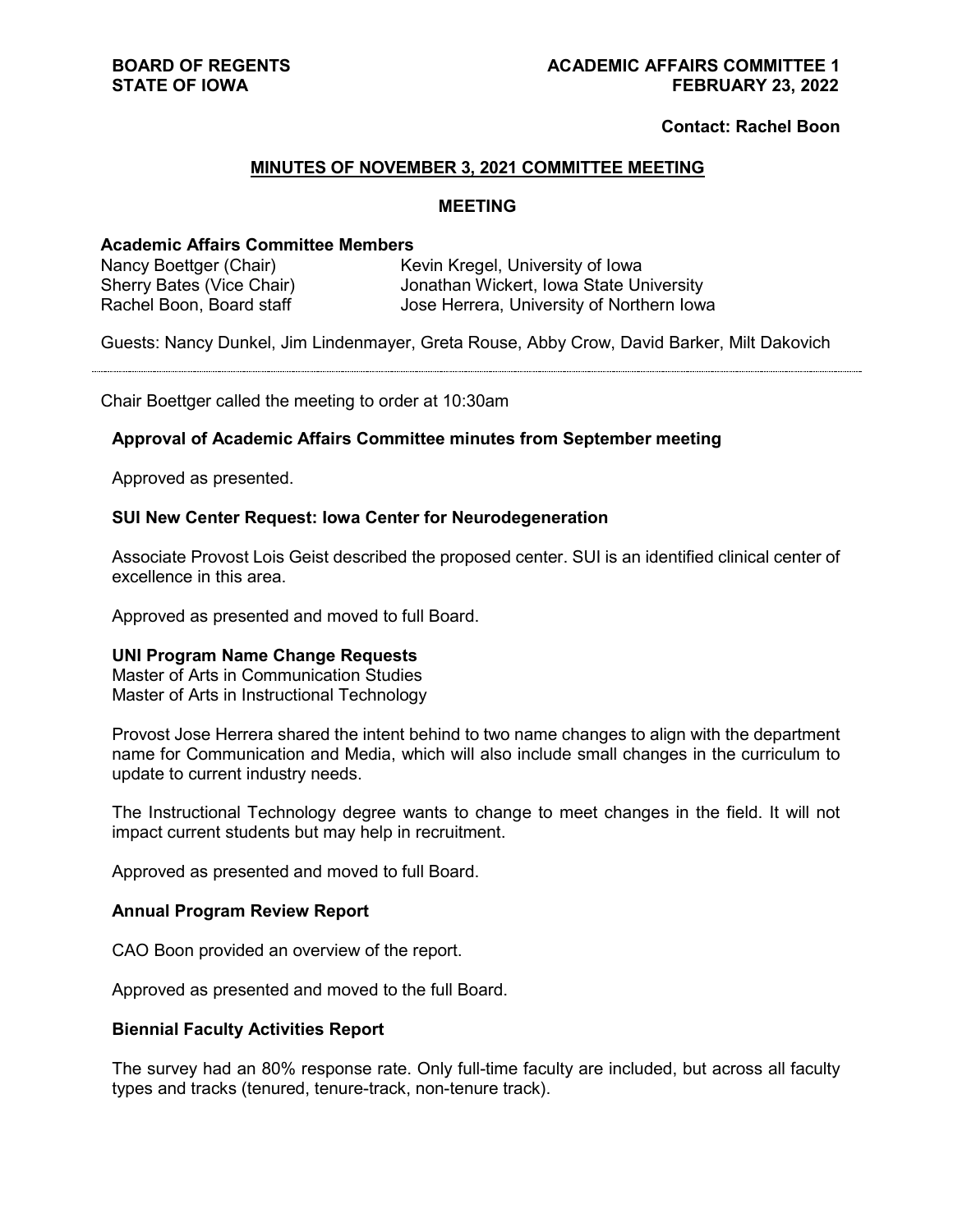**BOARD OF REGENTS**
**STATE OF IOWA**

**ACADEMIC AFFAIRS COMMITTEE 1**
**FEBRUARY 23, 2022**

**Contact: Rachel Boon**

## MINUTES OF NOVEMBER 3, 2021 COMMITTEE MEETING

### MEETING

**Academic Affairs Committee Members**

| | |
|---|---|
| Nancy Boettger (Chair) | Kevin Kregel, University of Iowa |
| Sherry Bates (Vice Chair) | Jonathan Wickert, Iowa State University |
| Rachel Boon, Board staff | Jose Herrera, University of Northern Iowa |

Guests: Nancy Dunkel, Jim Lindenmayer, Greta Rouse, Abby Crow, David Barker, Milt Dakovich

---

Chair Boettger called the meeting to order at 10:30am

**Approval of Academic Affairs Committee minutes from September meeting**

Approved as presented.

**SUI New Center Request: Iowa Center for Neurodegeneration**

Associate Provost Lois Geist described the proposed center. SUI is an identified clinical center of excellence in this area.

Approved as presented and moved to full Board.

**UNI Program Name Change Requests**
Master of Arts in Communication Studies
Master of Arts in Instructional Technology

Provost Jose Herrera shared the intent behind to two name changes to align with the department name for Communication and Media, which will also include small changes in the curriculum to update to current industry needs.

The Instructional Technology degree wants to change to meet changes in the field. It will not impact current students but may help in recruitment.

Approved as presented and moved to full Board.

**Annual Program Review Report**

CAO Boon provided an overview of the report.

Approved as presented and moved to the full Board.

**Biennial Faculty Activities Report**

The survey had an 80% response rate. Only full-time faculty are included, but across all faculty types and tracks (tenured, tenure-track, non-tenure track).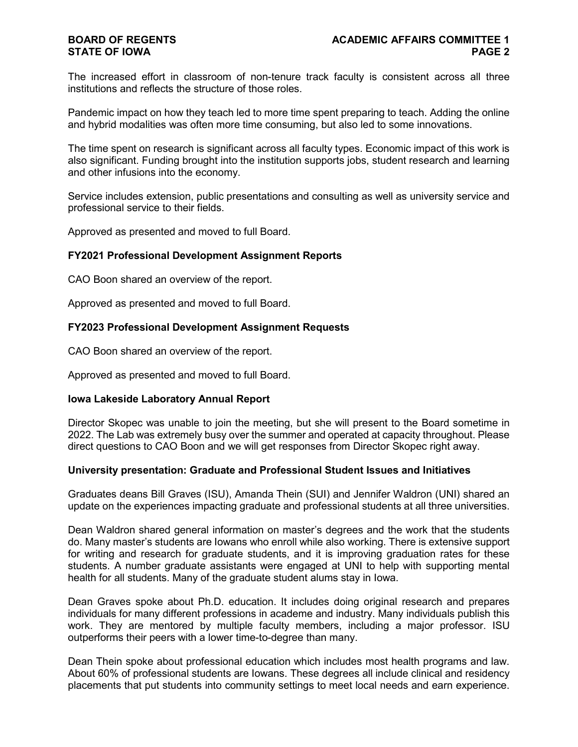The increased effort in classroom of non-tenure track faculty is consistent across all three institutions and reflects the structure of those roles.

Pandemic impact on how they teach led to more time spent preparing to teach. Adding the online and hybrid modalities was often more time consuming, but also led to some innovations.

The time spent on research is significant across all faculty types. Economic impact of this work is also significant. Funding brought into the institution supports jobs, student research and learning and other infusions into the economy.

Service includes extension, public presentations and consulting as well as university service and professional service to their fields.

Approved as presented and moved to full Board.

### FY2021 Professional Development Assignment Reports

CAO Boon shared an overview of the report.

Approved as presented and moved to full Board.

### FY2023 Professional Development Assignment Requests

CAO Boon shared an overview of the report.

Approved as presented and moved to full Board.

### Iowa Lakeside Laboratory Annual Report

Director Skopec was unable to join the meeting, but she will present to the Board sometime in 2022. The Lab was extremely busy over the summer and operated at capacity throughout. Please direct questions to CAO Boon and we will get responses from Director Skopec right away.

### University presentation: Graduate and Professional Student Issues and Initiatives

Graduates deans Bill Graves (ISU), Amanda Thein (SUI) and Jennifer Waldron (UNI) shared an update on the experiences impacting graduate and professional students at all three universities.

Dean Waldron shared general information on master's degrees and the work that the students do. Many master's students are Iowans who enroll while also working. There is extensive support for writing and research for graduate students, and it is improving graduation rates for these students. A number graduate assistants were engaged at UNI to help with supporting mental health for all students. Many of the graduate student alums stay in Iowa.

Dean Graves spoke about Ph.D. education. It includes doing original research and prepares individuals for many different professions in academe and industry. Many individuals publish this work. They are mentored by multiple faculty members, including a major professor. ISU outperforms their peers with a lower time-to-degree than many.

Dean Thein spoke about professional education which includes most health programs and law. About 60% of professional students are Iowans. These degrees all include clinical and residency placements that put students into community settings to meet local needs and earn experience.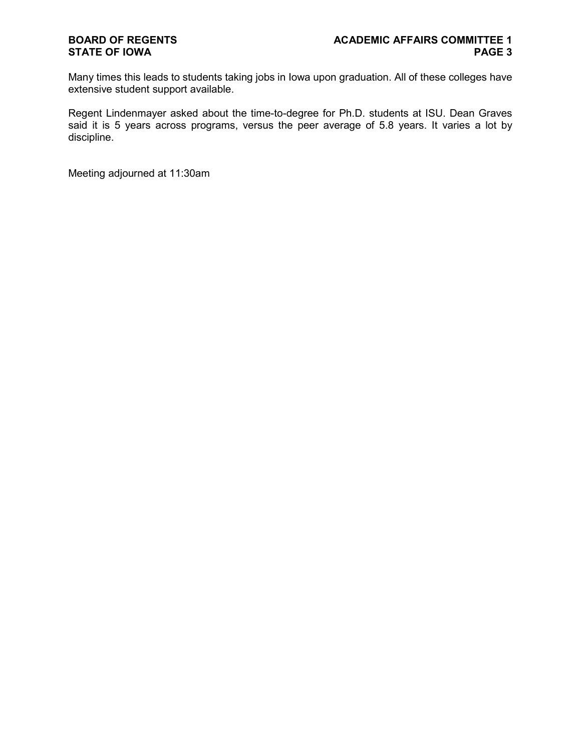Many times this leads to students taking jobs in Iowa upon graduation. All of these colleges have extensive student support available.

Regent Lindenmayer asked about the time-to-degree for Ph.D. students at ISU. Dean Graves said it is 5 years across programs, versus the peer average of 5.8 years. It varies a lot by discipline.

Meeting adjourned at 11:30am